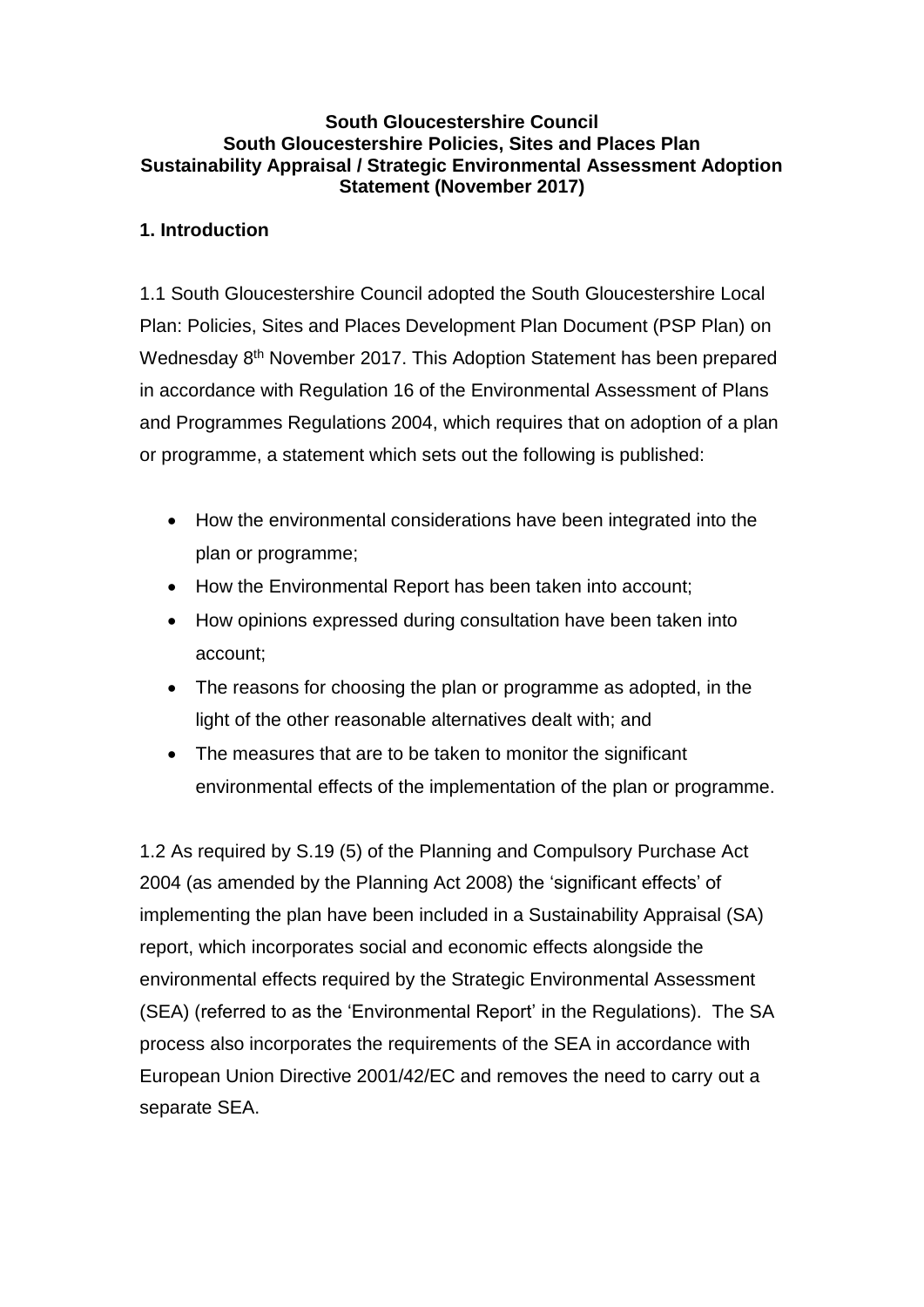**South Gloucestershire Council**
**South Gloucestershire Policies, Sites and Places Plan**
**Sustainability Appraisal / Strategic Environmental Assessment Adoption Statement (November 2017)**

## 1. Introduction

1.1 South Gloucestershire Council adopted the South Gloucestershire Local Plan: Policies, Sites and Places Development Plan Document (PSP Plan) on Wednesday 8th November 2017. This Adoption Statement has been prepared in accordance with Regulation 16 of the Environmental Assessment of Plans and Programmes Regulations 2004, which requires that on adoption of a plan or programme, a statement which sets out the following is published:

- How the environmental considerations have been integrated into the plan or programme;
- How the Environmental Report has been taken into account;
- How opinions expressed during consultation have been taken into account;
- The reasons for choosing the plan or programme as adopted, in the light of the other reasonable alternatives dealt with; and
- The measures that are to be taken to monitor the significant environmental effects of the implementation of the plan or programme.

1.2 As required by S.19 (5) of the Planning and Compulsory Purchase Act 2004 (as amended by the Planning Act 2008) the 'significant effects' of implementing the plan have been included in a Sustainability Appraisal (SA) report, which incorporates social and economic effects alongside the environmental effects required by the Strategic Environmental Assessment (SEA) (referred to as the 'Environmental Report' in the Regulations). The SA process also incorporates the requirements of the SEA in accordance with European Union Directive 2001/42/EC and removes the need to carry out a separate SEA.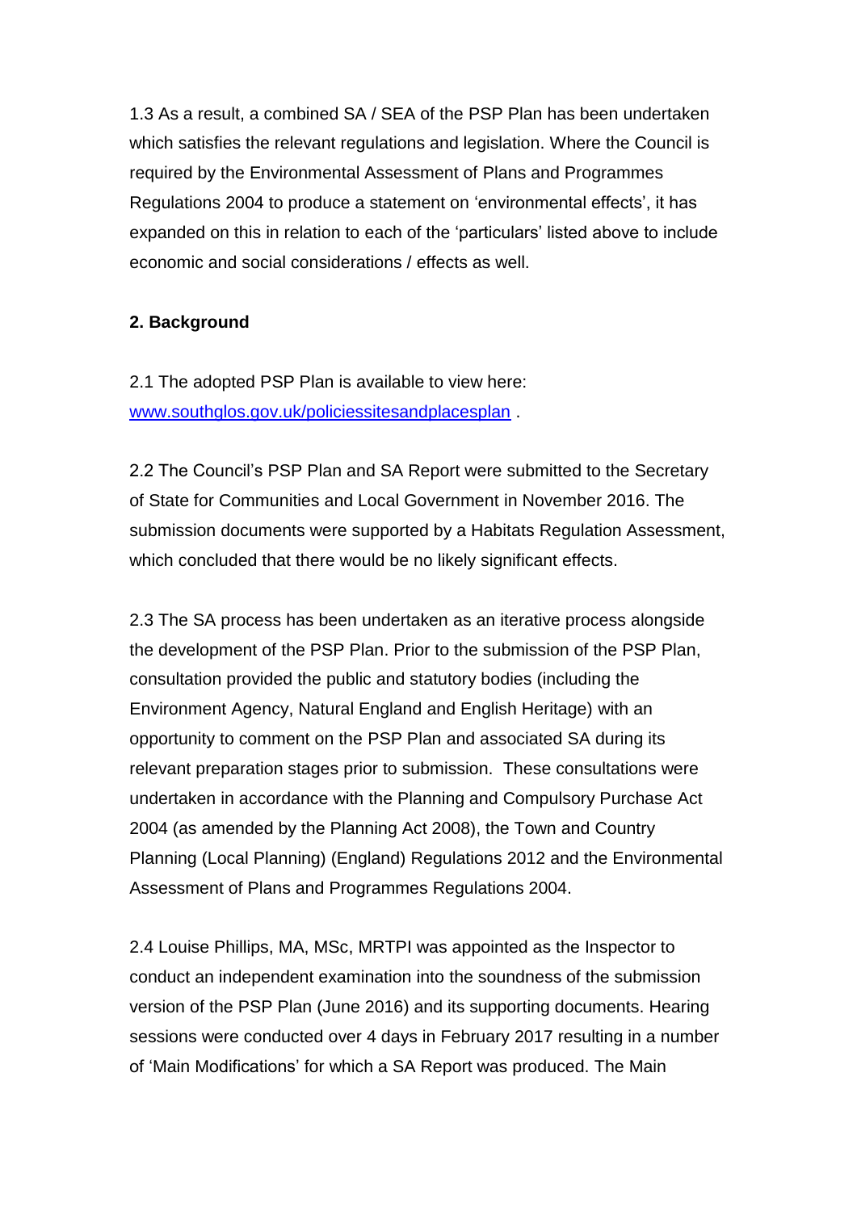1.3 As a result, a combined SA / SEA of the PSP Plan has been undertaken which satisfies the relevant regulations and legislation. Where the Council is required by the Environmental Assessment of Plans and Programmes Regulations 2004 to produce a statement on 'environmental effects', it has expanded on this in relation to each of the 'particulars' listed above to include economic and social considerations / effects as well.

**2. Background**

2.1 The adopted PSP Plan is available to view here: [www.southglos.gov.uk/policiessitesandplacesplan](http://www.southglos.gov.uk/policiessitesandplacesplan) .

2.2 The Council's PSP Plan and SA Report were submitted to the Secretary of State for Communities and Local Government in November 2016. The submission documents were supported by a Habitats Regulation Assessment, which concluded that there would be no likely significant effects.

2.3 The SA process has been undertaken as an iterative process alongside the development of the PSP Plan. Prior to the submission of the PSP Plan, consultation provided the public and statutory bodies (including the Environment Agency, Natural England and English Heritage) with an opportunity to comment on the PSP Plan and associated SA during its relevant preparation stages prior to submission. These consultations were undertaken in accordance with the Planning and Compulsory Purchase Act 2004 (as amended by the Planning Act 2008), the Town and Country Planning (Local Planning) (England) Regulations 2012 and the Environmental Assessment of Plans and Programmes Regulations 2004.

2.4 Louise Phillips, MA, MSc, MRTPI was appointed as the Inspector to conduct an independent examination into the soundness of the submission version of the PSP Plan (June 2016) and its supporting documents. Hearing sessions were conducted over 4 days in February 2017 resulting in a number of 'Main Modifications' for which a SA Report was produced. The Main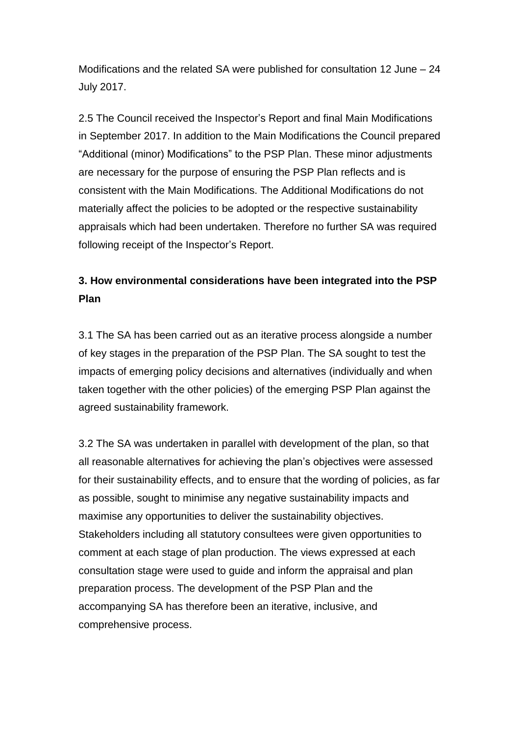Modifications and the related SA were published for consultation 12 June – 24 July 2017.

2.5 The Council received the Inspector's Report and final Main Modifications in September 2017. In addition to the Main Modifications the Council prepared "Additional (minor) Modifications" to the PSP Plan. These minor adjustments are necessary for the purpose of ensuring the PSP Plan reflects and is consistent with the Main Modifications. The Additional Modifications do not materially affect the policies to be adopted or the respective sustainability appraisals which had been undertaken. Therefore no further SA was required following receipt of the Inspector's Report.

## 3. How environmental considerations have been integrated into the PSP Plan

3.1 The SA has been carried out as an iterative process alongside a number of key stages in the preparation of the PSP Plan. The SA sought to test the impacts of emerging policy decisions and alternatives (individually and when taken together with the other policies) of the emerging PSP Plan against the agreed sustainability framework.

3.2 The SA was undertaken in parallel with development of the plan, so that all reasonable alternatives for achieving the plan's objectives were assessed for their sustainability effects, and to ensure that the wording of policies, as far as possible, sought to minimise any negative sustainability impacts and maximise any opportunities to deliver the sustainability objectives. Stakeholders including all statutory consultees were given opportunities to comment at each stage of plan production. The views expressed at each consultation stage were used to guide and inform the appraisal and plan preparation process. The development of the PSP Plan and the accompanying SA has therefore been an iterative, inclusive, and comprehensive process.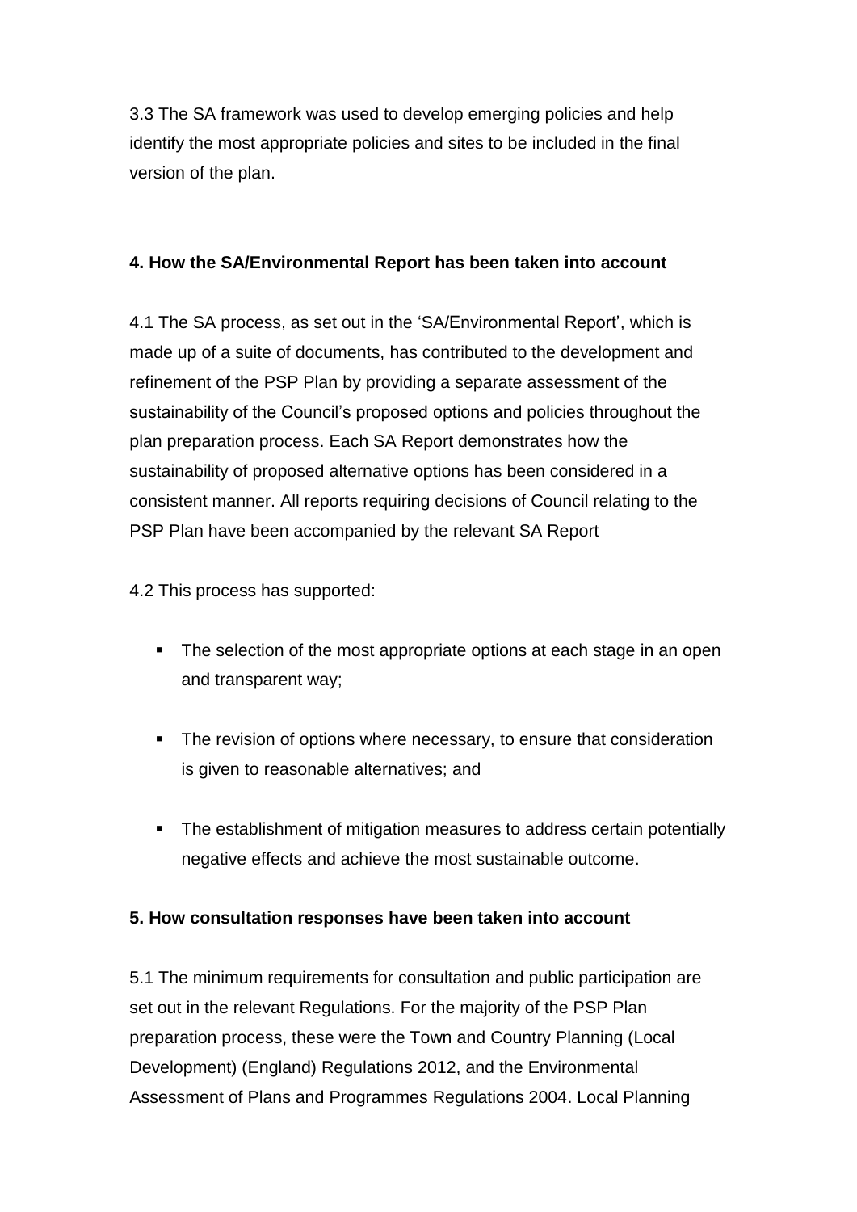3.3 The SA framework was used to develop emerging policies and help identify the most appropriate policies and sites to be included in the final version of the plan.

## 4. How the SA/Environmental Report has been taken into account

4.1 The SA process, as set out in the 'SA/Environmental Report', which is made up of a suite of documents, has contributed to the development and refinement of the PSP Plan by providing a separate assessment of the sustainability of the Council's proposed options and policies throughout the plan preparation process. Each SA Report demonstrates how the sustainability of proposed alternative options has been considered in a consistent manner. All reports requiring decisions of Council relating to the PSP Plan have been accompanied by the relevant SA Report

4.2 This process has supported:

- The selection of the most appropriate options at each stage in an open and transparent way;
- The revision of options where necessary, to ensure that consideration is given to reasonable alternatives; and
- The establishment of mitigation measures to address certain potentially negative effects and achieve the most sustainable outcome.

## 5. How consultation responses have been taken into account

5.1 The minimum requirements for consultation and public participation are set out in the relevant Regulations. For the majority of the PSP Plan preparation process, these were the Town and Country Planning (Local Development) (England) Regulations 2012, and the Environmental Assessment of Plans and Programmes Regulations 2004. Local Planning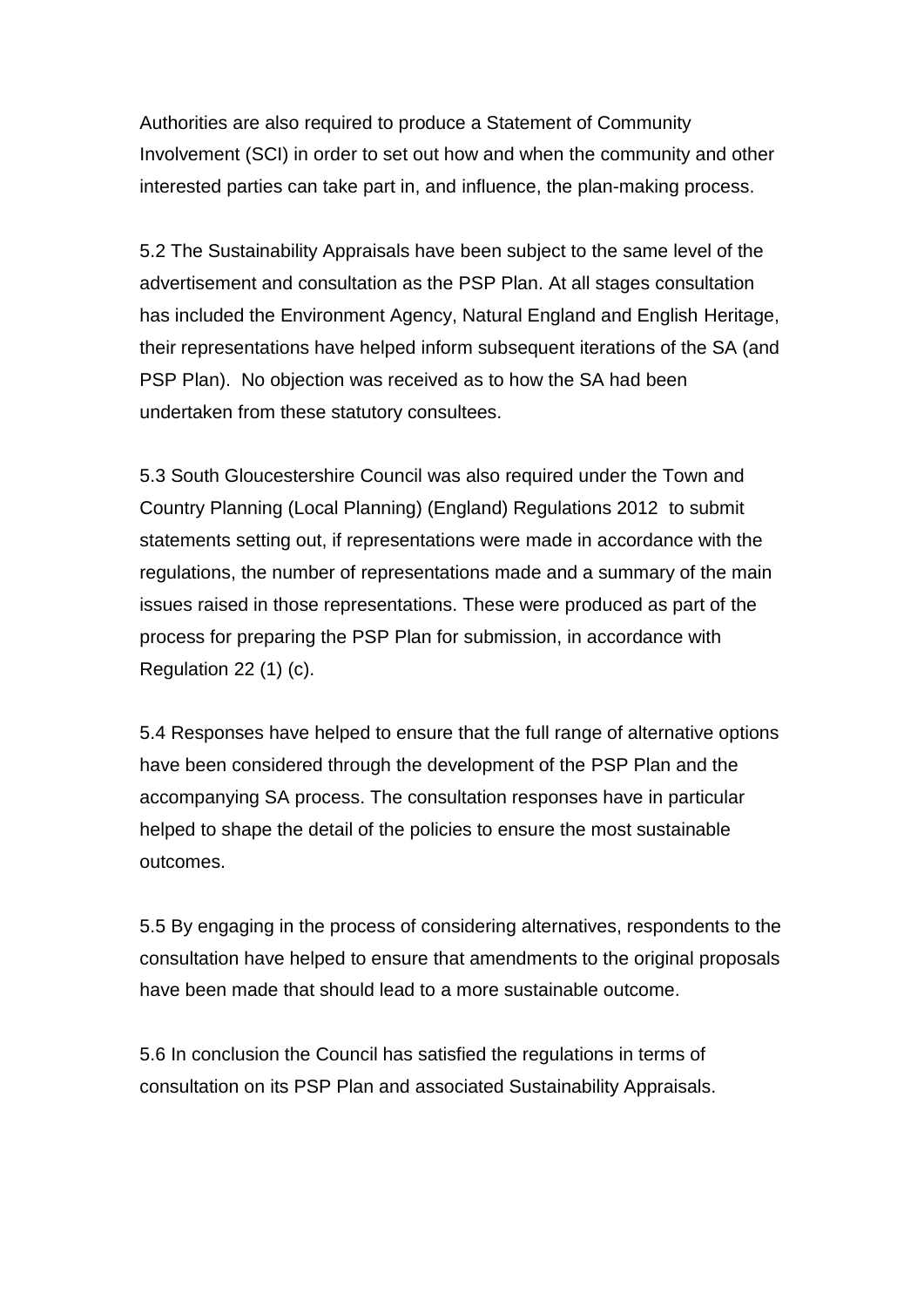Authorities are also required to produce a Statement of Community Involvement (SCI) in order to set out how and when the community and other interested parties can take part in, and influence, the plan-making process.

5.2 The Sustainability Appraisals have been subject to the same level of the advertisement and consultation as the PSP Plan. At all stages consultation has included the Environment Agency, Natural England and English Heritage, their representations have helped inform subsequent iterations of the SA (and PSP Plan). No objection was received as to how the SA had been undertaken from these statutory consultees.

5.3 South Gloucestershire Council was also required under the Town and Country Planning (Local Planning) (England) Regulations 2012 to submit statements setting out, if representations were made in accordance with the regulations, the number of representations made and a summary of the main issues raised in those representations. These were produced as part of the process for preparing the PSP Plan for submission, in accordance with Regulation 22 (1) (c).

5.4 Responses have helped to ensure that the full range of alternative options have been considered through the development of the PSP Plan and the accompanying SA process. The consultation responses have in particular helped to shape the detail of the policies to ensure the most sustainable outcomes.

5.5 By engaging in the process of considering alternatives, respondents to the consultation have helped to ensure that amendments to the original proposals have been made that should lead to a more sustainable outcome.

5.6 In conclusion the Council has satisfied the regulations in terms of consultation on its PSP Plan and associated Sustainability Appraisals.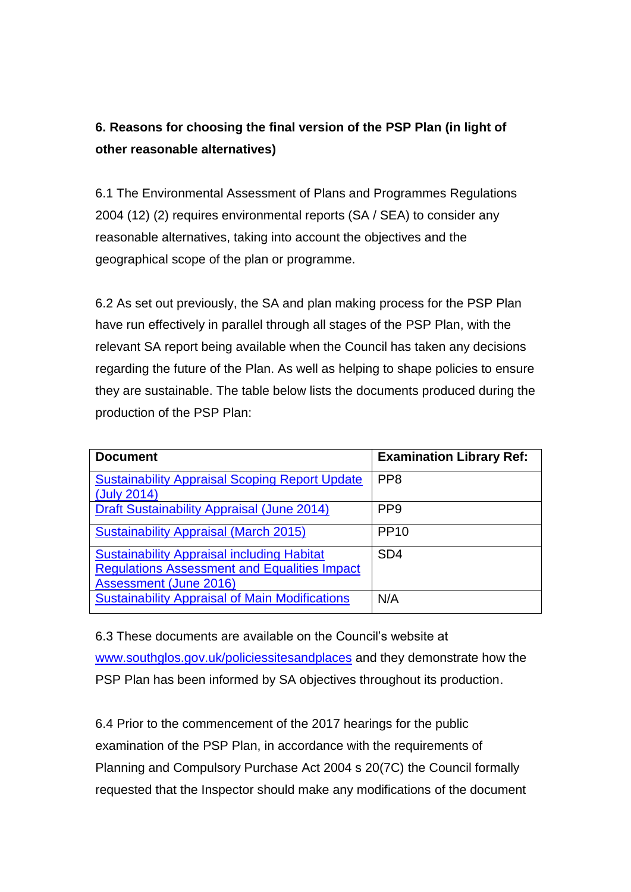## 6. Reasons for choosing the final version of the PSP Plan (in light of other reasonable alternatives)

6.1 The Environmental Assessment of Plans and Programmes Regulations 2004 (12) (2) requires environmental reports (SA / SEA) to consider any reasonable alternatives, taking into account the objectives and the geographical scope of the plan or programme.

6.2 As set out previously, the SA and plan making process for the PSP Plan have run effectively in parallel through all stages of the PSP Plan, with the relevant SA report being available when the Council has taken any decisions regarding the future of the Plan. As well as helping to shape policies to ensure they are sustainable. The table below lists the documents produced during the production of the PSP Plan:

| Document | Examination Library Ref: |
|---|---|
| Sustainability Appraisal Scoping Report Update (July 2014) | PP8 |
| Draft Sustainability Appraisal (June 2014) | PP9 |
| Sustainability Appraisal (March 2015) | PP10 |
| Sustainability Appraisal including Habitat Regulations Assessment and Equalities Impact Assessment (June 2016) | SD4 |
| Sustainability Appraisal of Main Modifications | N/A |

6.3 These documents are available on the Council's website at www.southglos.gov.uk/policiessitesandplaces and they demonstrate how the PSP Plan has been informed by SA objectives throughout its production.

6.4 Prior to the commencement of the 2017 hearings for the public examination of the PSP Plan, in accordance with the requirements of Planning and Compulsory Purchase Act 2004 s 20(7C) the Council formally requested that the Inspector should make any modifications of the document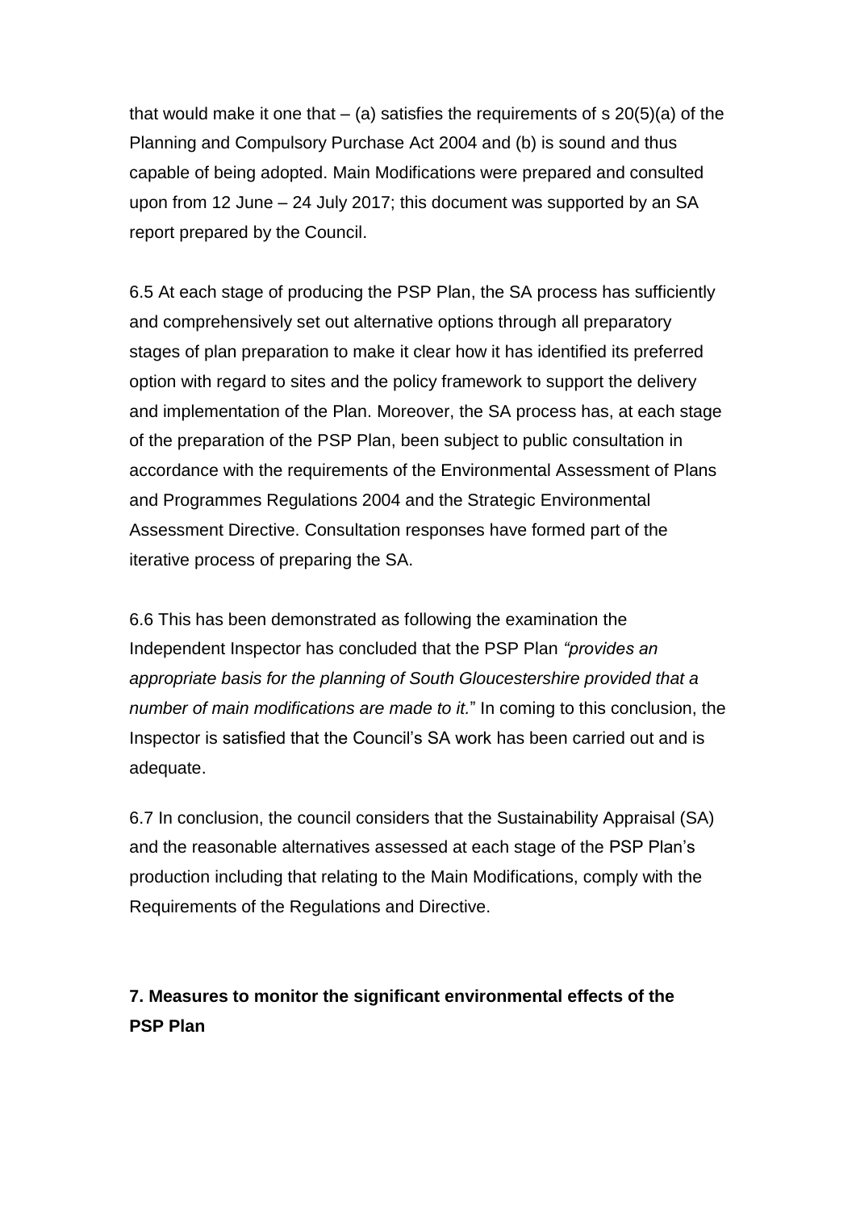that would make it one that – (a) satisfies the requirements of s 20(5)(a) of the Planning and Compulsory Purchase Act 2004 and (b) is sound and thus capable of being adopted. Main Modifications were prepared and consulted upon from 12 June – 24 July 2017; this document was supported by an SA report prepared by the Council.

6.5 At each stage of producing the PSP Plan, the SA process has sufficiently and comprehensively set out alternative options through all preparatory stages of plan preparation to make it clear how it has identified its preferred option with regard to sites and the policy framework to support the delivery and implementation of the Plan. Moreover, the SA process has, at each stage of the preparation of the PSP Plan, been subject to public consultation in accordance with the requirements of the Environmental Assessment of Plans and Programmes Regulations 2004 and the Strategic Environmental Assessment Directive. Consultation responses have formed part of the iterative process of preparing the SA.

6.6 This has been demonstrated as following the examination the Independent Inspector has concluded that the PSP Plan *“provides an appropriate basis for the planning of South Gloucestershire provided that a number of main modifications are made to it.*” In coming to this conclusion, the Inspector is satisfied that the Council’s SA work has been carried out and is adequate.

6.7 In conclusion, the council considers that the Sustainability Appraisal (SA) and the reasonable alternatives assessed at each stage of the PSP Plan’s production including that relating to the Main Modifications, comply with the Requirements of the Regulations and Directive.

## 7. Measures to monitor the significant environmental effects of the PSP Plan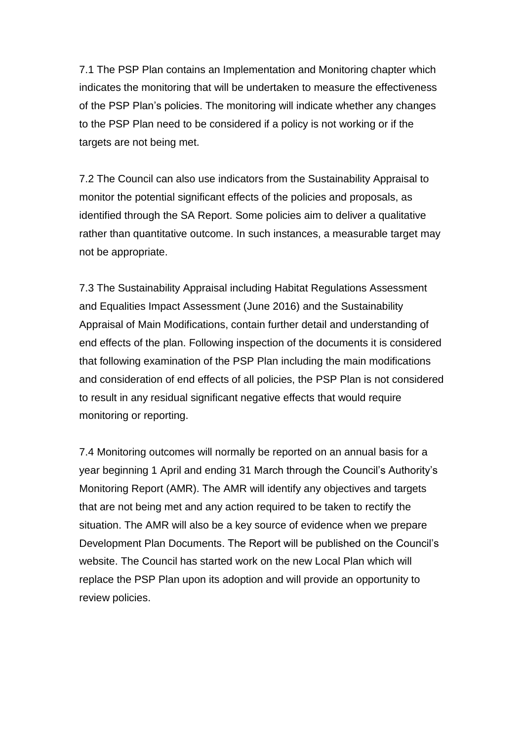7.1 The PSP Plan contains an Implementation and Monitoring chapter which indicates the monitoring that will be undertaken to measure the effectiveness of the PSP Plan's policies. The monitoring will indicate whether any changes to the PSP Plan need to be considered if a policy is not working or if the targets are not being met.

7.2 The Council can also use indicators from the Sustainability Appraisal to monitor the potential significant effects of the policies and proposals, as identified through the SA Report. Some policies aim to deliver a qualitative rather than quantitative outcome. In such instances, a measurable target may not be appropriate.

7.3 The Sustainability Appraisal including Habitat Regulations Assessment and Equalities Impact Assessment (June 2016) and the Sustainability Appraisal of Main Modifications, contain further detail and understanding of end effects of the plan. Following inspection of the documents it is considered that following examination of the PSP Plan including the main modifications and consideration of end effects of all policies, the PSP Plan is not considered to result in any residual significant negative effects that would require monitoring or reporting.

7.4 Monitoring outcomes will normally be reported on an annual basis for a year beginning 1 April and ending 31 March through the Council's Authority's Monitoring Report (AMR). The AMR will identify any objectives and targets that are not being met and any action required to be taken to rectify the situation. The AMR will also be a key source of evidence when we prepare Development Plan Documents. The Report will be published on the Council's website. The Council has started work on the new Local Plan which will replace the PSP Plan upon its adoption and will provide an opportunity to review policies.